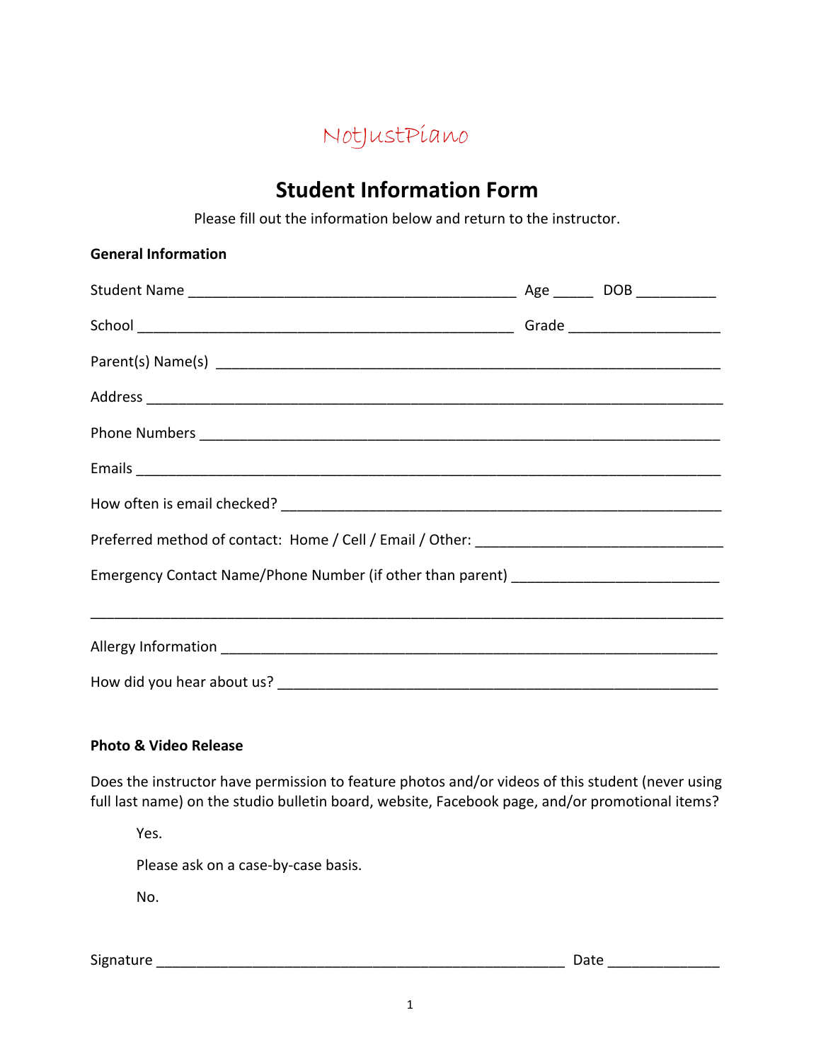NotJustPiano

# Student Information Form

Please fill out the information below and return to the instructor.

**General Information**

Student Name _________________________________________ Age _____ DOB __________

School ________________________________________________ Grade ___________________

Parent(s) Name(s) _________________________________________________________________

Address __________________________________________________________________________

Phone Numbers ____________________________________________________________________

Emails ___________________________________________________________________________

How often is email checked? ________________________________________________________

Preferred method of contact: Home / Cell / Email / Other: _______________________________

Emergency Contact Name/Phone Number (if other than parent) __________________________

__________________________________________________________________________________

Allergy Information ________________________________________________________________

How did you hear about us? _________________________________________________________

**Photo & Video Release**

Does the instructor have permission to feature photos and/or videos of this student (never using full last name) on the studio bulletin board, website, Facebook page, and/or promotional items?

Yes.

Please ask on a case-by-case basis.

No.

Signature ____________________________________________________ Date ______________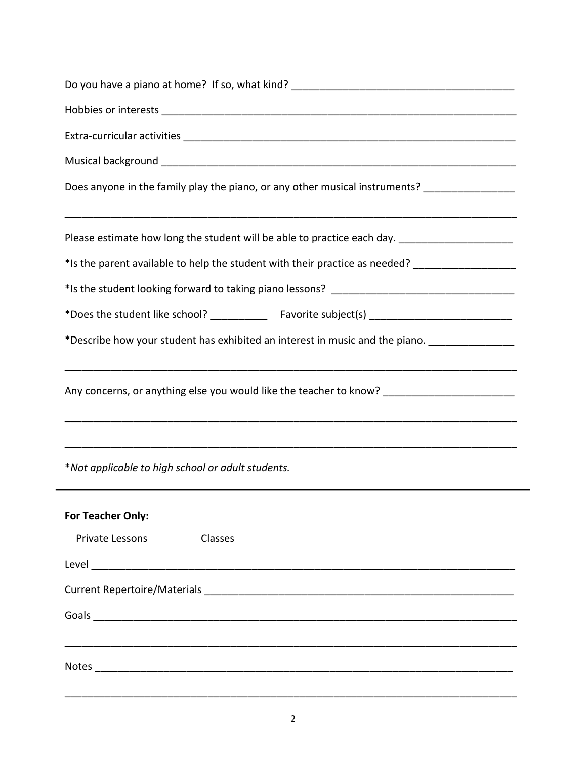Do you have a piano at home? If so, what kind? ______________________________________

Hobbies or interests ______________________________________________________________

Extra-curricular activities __________________________________________________________

Musical background _______________________________________________________________

Does anyone in the family play the piano, or any other musical instruments? _______________

_________________________________________________________________________________

Please estimate how long the student will be able to practice each day. ___________________

*Is the parent available to help the student with their practice as needed? _________________

*Is the student looking forward to taking piano lessons? ________________________________

*Does the student like school? __________ Favorite subject(s) ________________________

*Describe how your student has exhibited an interest in music and the piano. ______________

_________________________________________________________________________________

Any concerns, or anything else you would like the teacher to know? ______________________

_________________________________________________________________________________

_________________________________________________________________________________

**Not applicable to high school or adult students.*

---

**For Teacher Only:**

Private Lessons Classes

Level _____________________________________________________________________________

Current Repertoire/Materials ______________________________________________________

Goals _____________________________________________________________________________

_________________________________________________________________________________

Notes _____________________________________________________________________________

_________________________________________________________________________________